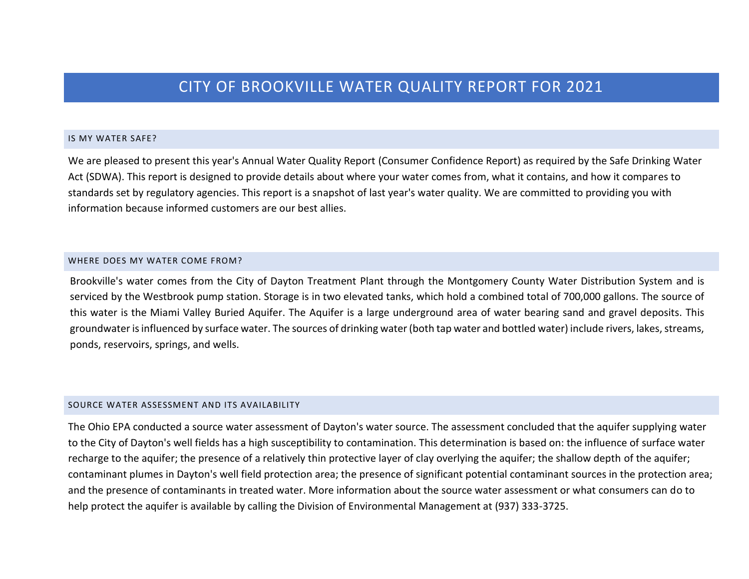# CITY OF BROOKVILLE WATER QUALITY REPORT FOR 2021

## IS MY WATER SAFE?

We are pleased to present this year's Annual Water Quality Report (Consumer Confidence Report) as required by the Safe Drinking Water Act (SDWA). This report is designed to provide details about where your water comes from, what it contains, and how it compares to standards set by regulatory agencies. This report is a snapshot of last year's water quality. We are committed to providing you with information because informed customers are our best allies.

## WHERE DOES MY WATER COME FROM?

Brookville's water comes from the City of Dayton Treatment Plant through the Montgomery County Water Distribution System and is serviced by the Westbrook pump station. Storage is in two elevated tanks, which hold a combined total of 700,000 gallons. The source of this water is the Miami Valley Buried Aquifer. The Aquifer is a large underground area of water bearing sand and gravel deposits. This groundwater is influenced by surface water. The sources of drinking water (both tap water and bottled water) include rivers, lakes, streams, ponds, reservoirs, springs, and wells.

## SOURCE WATER ASSESSMENT AND ITS AVAILABILITY

The Ohio EPA conducted a source water assessment of Dayton's water source. The assessment concluded that the aquifer supplying water to the City of Dayton's well fields has a high susceptibility to contamination. This determination is based on: the influence of surface water recharge to the aquifer; the presence of a relatively thin protective layer of clay overlying the aquifer; the shallow depth of the aquifer; contaminant plumes in Dayton's well field protection area; the presence of significant potential contaminant sources in the protection area; and the presence of contaminants in treated water. More information about the source water assessment or what consumers can do to help protect the aquifer is available by calling the Division of Environmental Management at (937) 333-3725.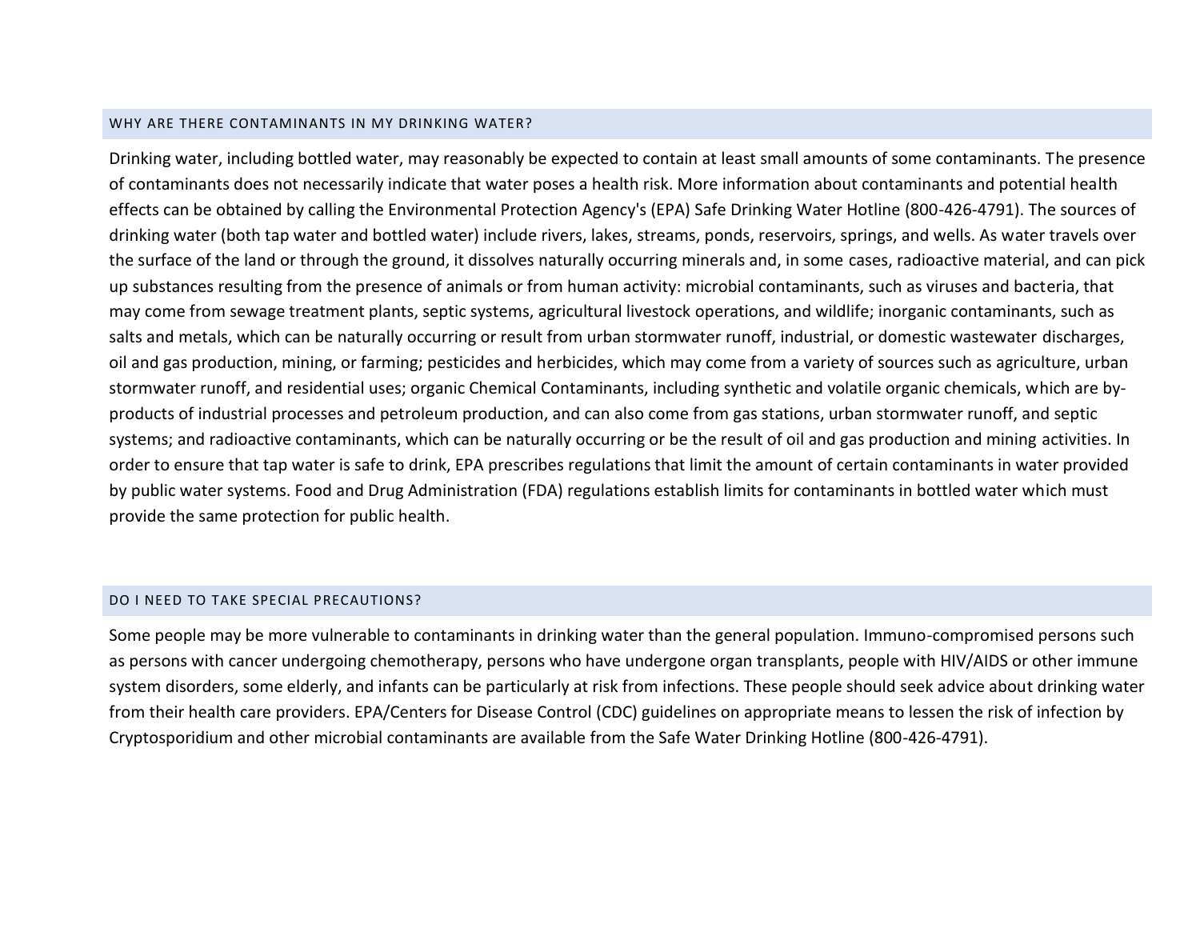## WHY ARE THERE CONTAMINANTS IN MY DRINKING WATER?

Drinking water, including bottled water, may reasonably be expected to contain at least small amounts of some contaminants. The presence of contaminants does not necessarily indicate that water poses a health risk. More information about contaminants and potential health effects can be obtained by calling the Environmental Protection Agency's (EPA) Safe Drinking Water Hotline (800-426-4791). The sources of drinking water (both tap water and bottled water) include rivers, lakes, streams, ponds, reservoirs, springs, and wells. As water travels over the surface of the land or through the ground, it dissolves naturally occurring minerals and, in some cases, radioactive material, and can pick up substances resulting from the presence of animals or from human activity: microbial contaminants, such as viruses and bacteria, that may come from sewage treatment plants, septic systems, agricultural livestock operations, and wildlife; inorganic contaminants, such as salts and metals, which can be naturally occurring or result from urban stormwater runoff, industrial, or domestic wastewater discharges, oil and gas production, mining, or farming; pesticides and herbicides, which may come from a variety of sources such as agriculture, urban stormwater runoff, and residential uses; organic Chemical Contaminants, including synthetic and volatile organic chemicals, which are by-products of industrial processes and petroleum production, and can also come from gas stations, urban stormwater runoff, and septic systems; and radioactive contaminants, which can be naturally occurring or be the result of oil and gas production and mining activities. In order to ensure that tap water is safe to drink, EPA prescribes regulations that limit the amount of certain contaminants in water provided by public water systems. Food and Drug Administration (FDA) regulations establish limits for contaminants in bottled water which must provide the same protection for public health.

## DO I NEED TO TAKE SPECIAL PRECAUTIONS?

Some people may be more vulnerable to contaminants in drinking water than the general population. Immuno-compromised persons such as persons with cancer undergoing chemotherapy, persons who have undergone organ transplants, people with HIV/AIDS or other immune system disorders, some elderly, and infants can be particularly at risk from infections. These people should seek advice about drinking water from their health care providers. EPA/Centers for Disease Control (CDC) guidelines on appropriate means to lessen the risk of infection by Cryptosporidium and other microbial contaminants are available from the Safe Water Drinking Hotline (800-426-4791).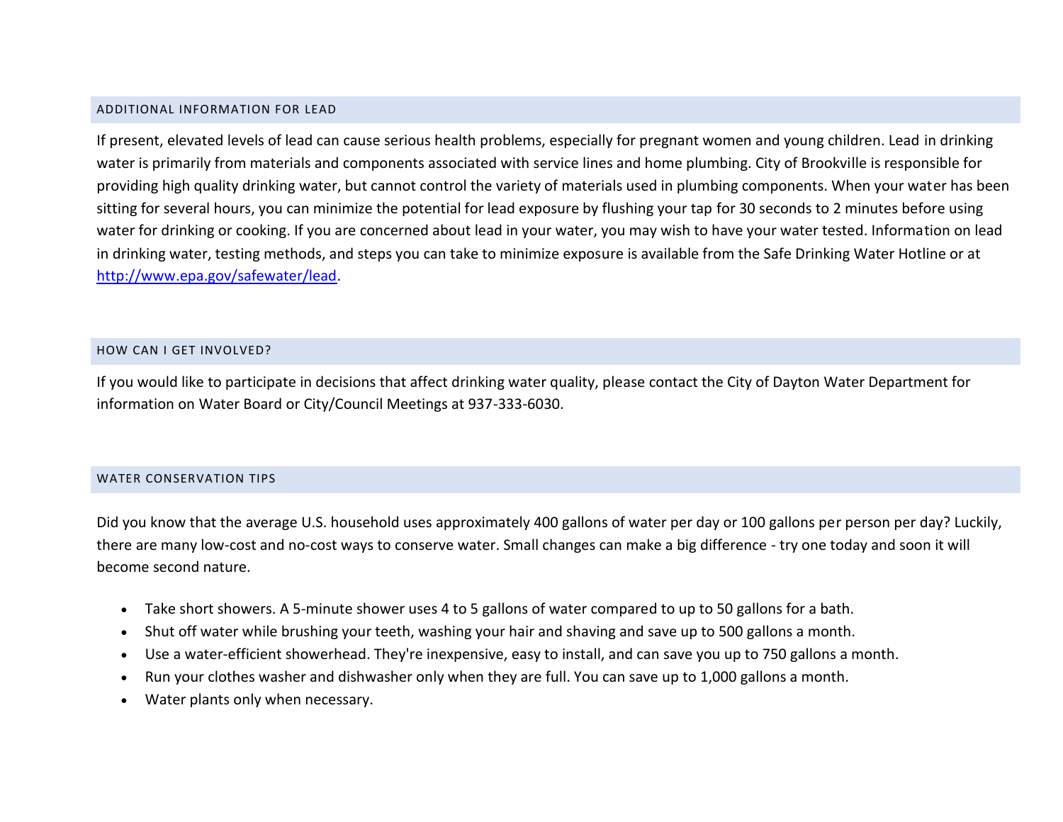## ADDITIONAL INFORMATION FOR LEAD

If present, elevated levels of lead can cause serious health problems, especially for pregnant women and young children. Lead in drinking water is primarily from materials and components associated with service lines and home plumbing. City of Brookville is responsible for providing high quality drinking water, but cannot control the variety of materials used in plumbing components. When your water has been sitting for several hours, you can minimize the potential for lead exposure by flushing your tap for 30 seconds to 2 minutes before using water for drinking or cooking. If you are concerned about lead in your water, you may wish to have your water tested. Information on lead in drinking water, testing methods, and steps you can take to minimize exposure is available from the Safe Drinking Water Hotline or at [http://www.epa.gov/safewater/lead](http://www.epa.gov/safewater/lead).

## HOW CAN I GET INVOLVED?

If you would like to participate in decisions that affect drinking water quality, please contact the City of Dayton Water Department for information on Water Board or City/Council Meetings at 937-333-6030.

## WATER CONSERVATION TIPS

Did you know that the average U.S. household uses approximately 400 gallons of water per day or 100 gallons per person per day? Luckily, there are many low-cost and no-cost ways to conserve water. Small changes can make a big difference - try one today and soon it will become second nature.

- Take short showers. A 5-minute shower uses 4 to 5 gallons of water compared to up to 50 gallons for a bath.
- Shut off water while brushing your teeth, washing your hair and shaving and save up to 500 gallons a month.
- Use a water-efficient showerhead. They're inexpensive, easy to install, and can save you up to 750 gallons a month.
- Run your clothes washer and dishwasher only when they are full. You can save up to 1,000 gallons a month.
- Water plants only when necessary.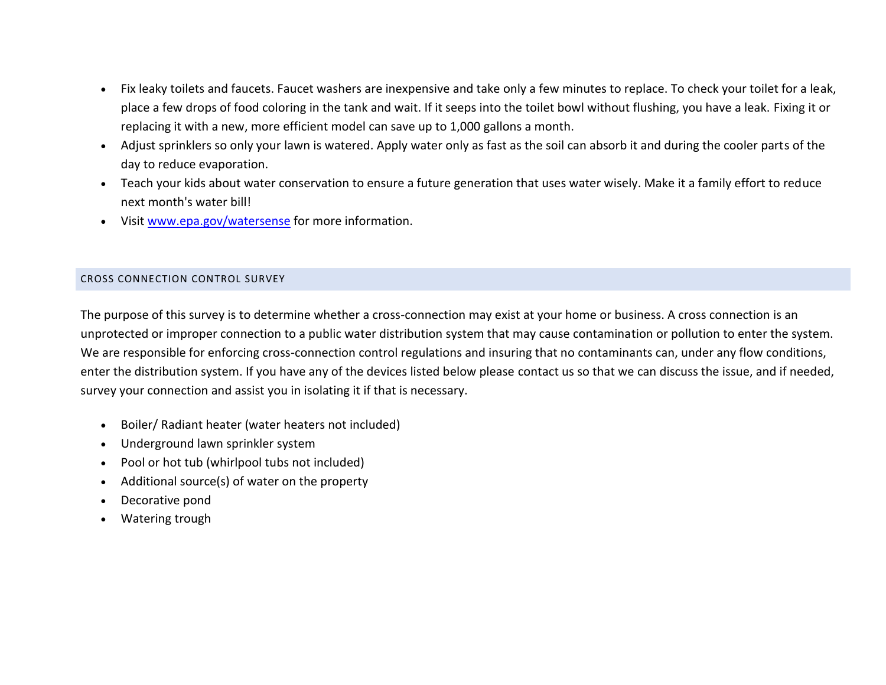- Fix leaky toilets and faucets. Faucet washers are inexpensive and take only a few minutes to replace. To check your toilet for a leak, place a few drops of food coloring in the tank and wait. If it seeps into the toilet bowl without flushing, you have a leak. Fixing it or replacing it with a new, more efficient model can save up to 1,000 gallons a month.
- Adjust sprinklers so only your lawn is watered. Apply water only as fast as the soil can absorb it and during the cooler parts of the day to reduce evaporation.
- Teach your kids about water conservation to ensure a future generation that uses water wisely. Make it a family effort to reduce next month's water bill!
- Visit [www.epa.gov/watersense](http://www.epa.gov/watersense) for more information.

## CROSS CONNECTION CONTROL SURVEY

The purpose of this survey is to determine whether a cross-connection may exist at your home or business. A cross connection is an unprotected or improper connection to a public water distribution system that may cause contamination or pollution to enter the system. We are responsible for enforcing cross-connection control regulations and insuring that no contaminants can, under any flow conditions, enter the distribution system. If you have any of the devices listed below please contact us so that we can discuss the issue, and if needed, survey your connection and assist you in isolating it if that is necessary.

- Boiler/ Radiant heater (water heaters not included)
- Underground lawn sprinkler system
- Pool or hot tub (whirlpool tubs not included)
- Additional source(s) of water on the property
- Decorative pond
- Watering trough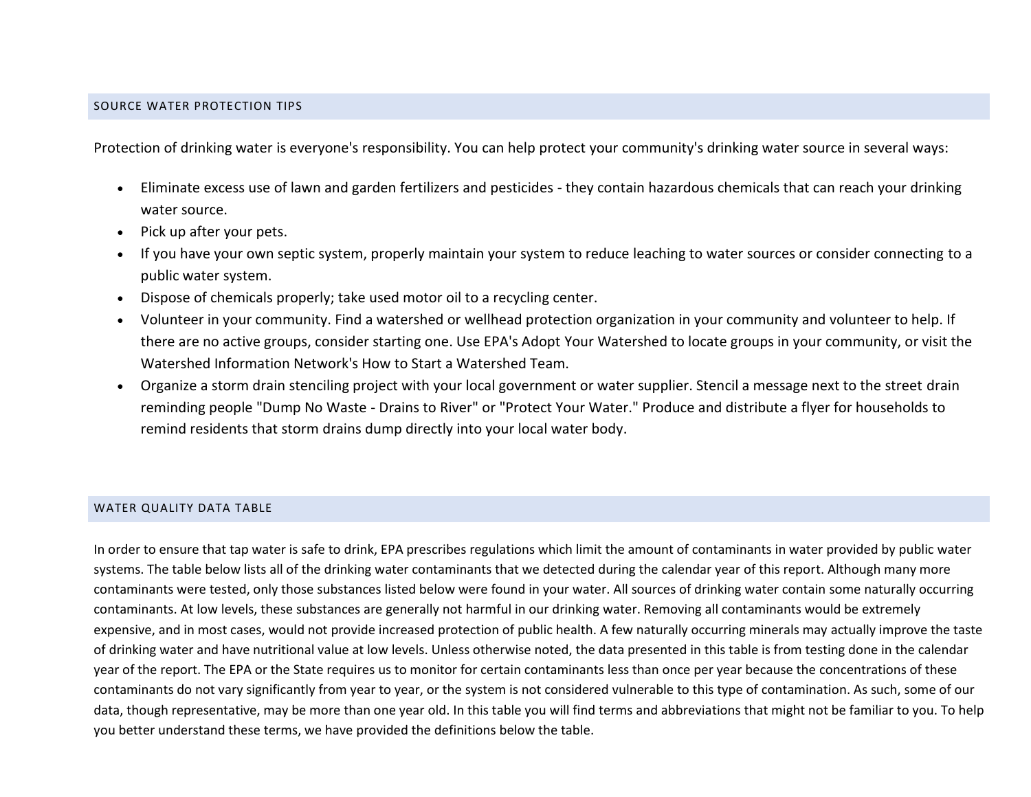## SOURCE WATER PROTECTION TIPS

Protection of drinking water is everyone's responsibility. You can help protect your community's drinking water source in several ways:

- Eliminate excess use of lawn and garden fertilizers and pesticides - they contain hazardous chemicals that can reach your drinking water source.
- Pick up after your pets.
- If you have your own septic system, properly maintain your system to reduce leaching to water sources or consider connecting to a public water system.
- Dispose of chemicals properly; take used motor oil to a recycling center.
- Volunteer in your community. Find a watershed or wellhead protection organization in your community and volunteer to help. If there are no active groups, consider starting one. Use EPA's Adopt Your Watershed to locate groups in your community, or visit the Watershed Information Network's How to Start a Watershed Team.
- Organize a storm drain stenciling project with your local government or water supplier. Stencil a message next to the street drain reminding people "Dump No Waste - Drains to River" or "Protect Your Water." Produce and distribute a flyer for households to remind residents that storm drains dump directly into your local water body.

## WATER QUALITY DATA TABLE

In order to ensure that tap water is safe to drink, EPA prescribes regulations which limit the amount of contaminants in water provided by public water systems. The table below lists all of the drinking water contaminants that we detected during the calendar year of this report. Although many more contaminants were tested, only those substances listed below were found in your water. All sources of drinking water contain some naturally occurring contaminants. At low levels, these substances are generally not harmful in our drinking water. Removing all contaminants would be extremely expensive, and in most cases, would not provide increased protection of public health. A few naturally occurring minerals may actually improve the taste of drinking water and have nutritional value at low levels. Unless otherwise noted, the data presented in this table is from testing done in the calendar year of the report. The EPA or the State requires us to monitor for certain contaminants less than once per year because the concentrations of these contaminants do not vary significantly from year to year, or the system is not considered vulnerable to this type of contamination. As such, some of our data, though representative, may be more than one year old. In this table you will find terms and abbreviations that might not be familiar to you. To help you better understand these terms, we have provided the definitions below the table.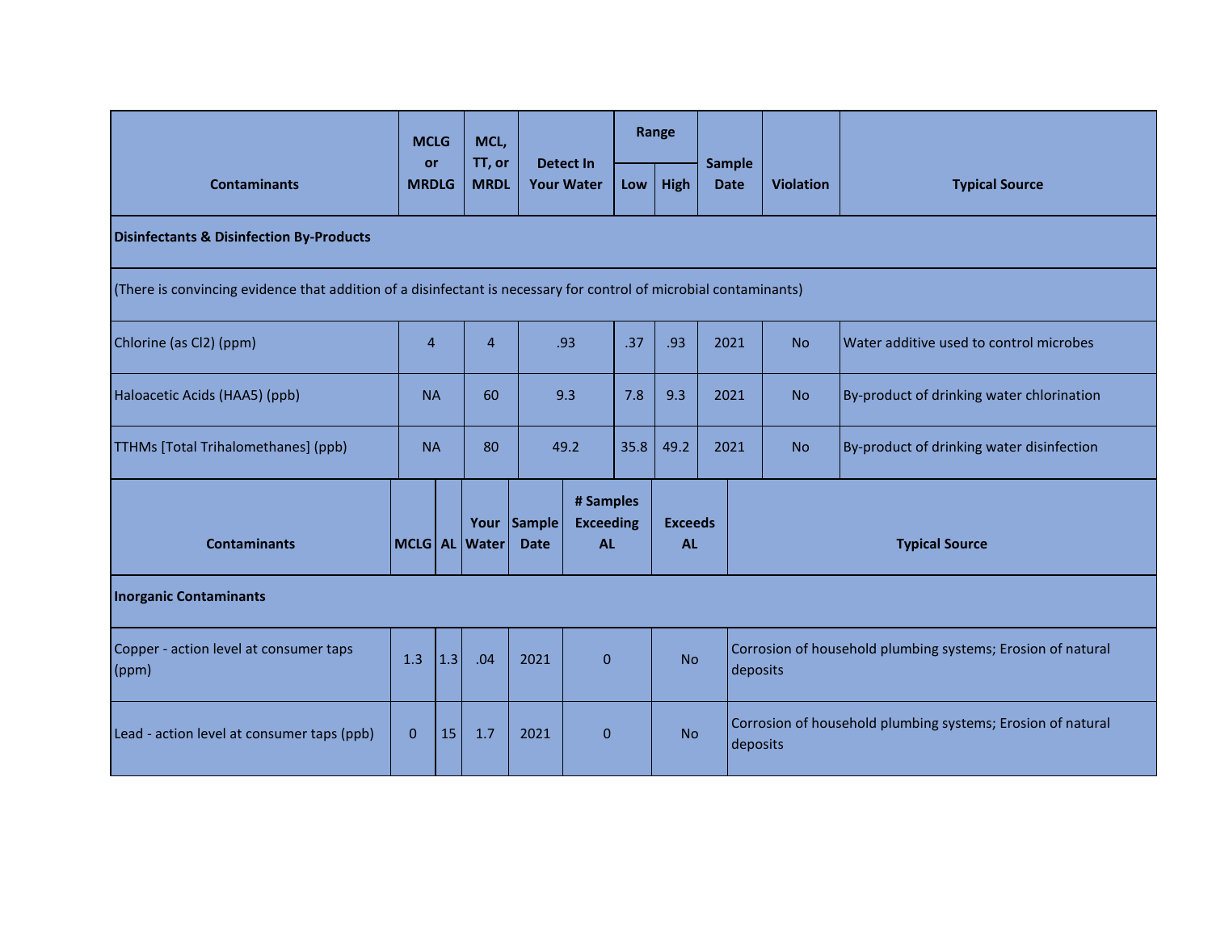| Contaminants | MCLG or MRDLG | MCL, TT, or MRDL | Detect In Your Water | Range | | Sample Date | Violation | Typical Source |
|---|---|---|---|---|---|---|---|---|
| | | | | Low | High | | | |
| **Disinfectants & Disinfection By-Products** | | | | | | | | |
| (There is convincing evidence that addition of a disinfectant is necessary for control of microbial contaminants) | | | | | | | | |
| Chlorine (as Cl2) (ppm) | 4 | 4 | .93 | .37 | .93 | 2021 | No | Water additive used to control microbes |
| Haloacetic Acids (HAA5) (ppb) | NA | 60 | 9.3 | 7.8 | 9.3 | 2021 | No | By-product of drinking water chlorination |
| TTHMs [Total Trihalomethanes] (ppb) | NA | 80 | 49.2 | 35.8 | 49.2 | 2021 | No | By-product of drinking water disinfection |

| Contaminants | MCLG | AL | Your Water | Sample Date | # Samples Exceeding AL | Exceeds AL | Typical Source |
|---|---|---|---|---|---|---|---|
| **Inorganic Contaminants** | | | | | | | |
| Copper - action level at consumer taps (ppm) | 1.3 | 1.3 | .04 | 2021 | 0 | No | Corrosion of household plumbing systems; Erosion of natural deposits |
| Lead - action level at consumer taps (ppb) | 0 | 15 | 1.7 | 2021 | 0 | No | Corrosion of household plumbing systems; Erosion of natural deposits |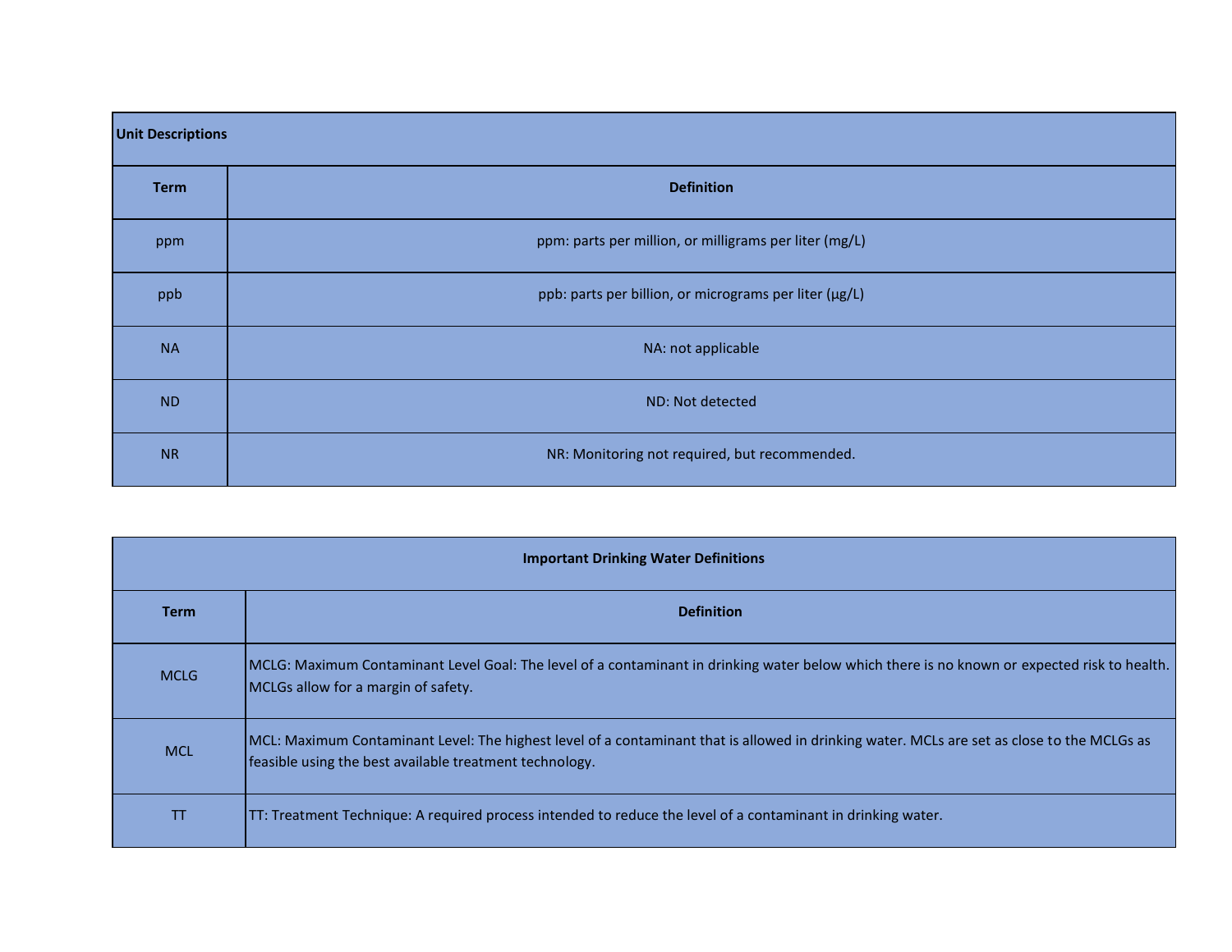| Unit Descriptions | |
|---|---|
| **Term** | **Definition** |
| ppm | ppm: parts per million, or milligrams per liter (mg/L) |
| ppb | ppb: parts per billion, or micrograms per liter (µg/L) |
| NA | NA: not applicable |
| ND | ND: Not detected |
| NR | NR: Monitoring not required, but recommended. |

| Important Drinking Water Definitions | |
|---|---|
| **Term** | **Definition** |
| MCLG | MCLG: Maximum Contaminant Level Goal: The level of a contaminant in drinking water below which there is no known or expected risk to health. MCLGs allow for a margin of safety. |
| MCL | MCL: Maximum Contaminant Level: The highest level of a contaminant that is allowed in drinking water. MCLs are set as close to the MCLGs as feasible using the best available treatment technology. |
| TT | TT: Treatment Technique: A required process intended to reduce the level of a contaminant in drinking water. |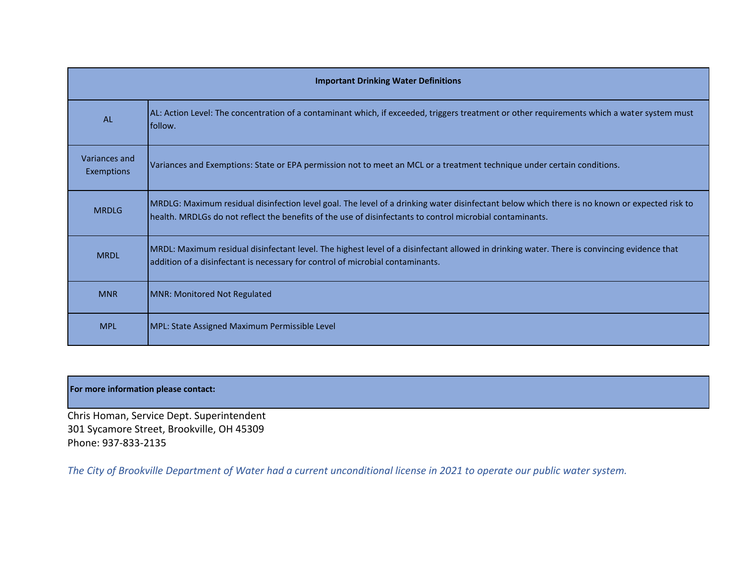| Important Drinking Water Definitions | |
|---|---|
| AL | AL: Action Level: The concentration of a contaminant which, if exceeded, triggers treatment or other requirements which a water system must follow. |
| Variances and Exemptions | Variances and Exemptions: State or EPA permission not to meet an MCL or a treatment technique under certain conditions. |
| MRDLG | MRDLG: Maximum residual disinfection level goal. The level of a drinking water disinfectant below which there is no known or expected risk to health. MRDLGs do not reflect the benefits of the use of disinfectants to control microbial contaminants. |
| MRDL | MRDL: Maximum residual disinfectant level. The highest level of a disinfectant allowed in drinking water. There is convincing evidence that addition of a disinfectant is necessary for control of microbial contaminants. |
| MNR | MNR: Monitored Not Regulated |
| MPL | MPL: State Assigned Maximum Permissible Level |

**For more information please contact:**

Chris Homan, Service Dept. Superintendent
301 Sycamore Street, Brookville, OH 45309
Phone: 937-833-2135

*The City of Brookville Department of Water had a current unconditional license in 2021 to operate our public water system.*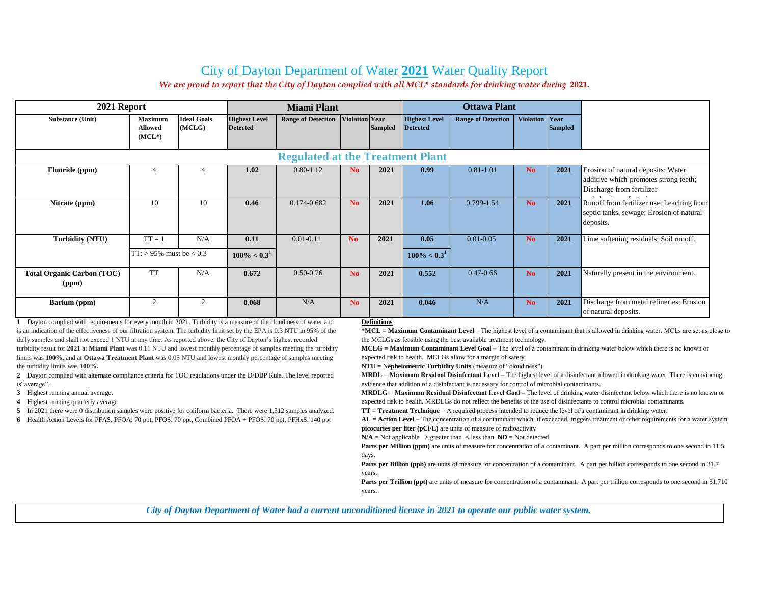# City of Dayton Department of Water **2021** Water Quality Report

*We are proud to report that the City of Dayton complied with all MCL* standards for drinking water during* **2021.**

| 2021 Report | | | Miami Plant | | | | Ottawa Plant | | | | |
|---|---|---|---|---|---|---|---|---|---|---|---|
| Substance (Unit) | Maximum Allowed (MCL*) | Ideal Goals (MCLG) | Highest Level Detected | Range of Detection | Violation | Year Sampled | Highest Level Detected | Range of Detection | Violation | Year Sampled | |
| **Regulated at the Treatment Plant** | | | | | | | | | | | |
| **Fluoride (ppm)** | 4 | 4 | **1.02** | 0.80-1.12 | No | 2021 | **0.99** | 0.81-1.01 | No | 2021 | Erosion of natural deposits; Water additive which promotes strong teeth; Discharge from fertilizer |
| **Nitrate (ppm)** | 10 | 10 | **0.46** | 0.174-0.682 | No | 2021 | **1.06** | 0.799-1.54 | No | 2021 | Runoff from fertilizer use; Leaching from septic tanks, sewage; Erosion of natural deposits. |
| **Turbidity (NTU)** | TT = 1 | N/A | **0.11** | 0.01-0.11 | No | 2021 | **0.05** | 0.01-0.05 | No | 2021 | Lime softening residuals; Soil runoff. |
| | TT: > 95% must be < 0.3 | | **100% < 0.3**[1] | | | | **100% < 0.3**[1] | | | | |
| **Total Organic Carbon (TOC) (ppm)** | TT | N/A | **0.672** | 0.50-0.76 | No | 2021 | **0.552** | 0.47-0.66 | No | 2021 | Naturally present in the environment. |
| **Barium (ppm)** | 2 | 2 | **0.068** | N/A | No | 2021 | **0.046** | N/A | No | 2021 | Discharge from metal refineries; Erosion of natural deposits. |

**1** Dayton complied with requirements for every month in 2021. Turbidity is a measure of the cloudiness of water and is an indication of the effectiveness of our filtration system. The turbidity limit set by the EPA is 0.3 NTU in 95% of the daily samples and shall not exceed 1 NTU at any time. As reported above, the City of Dayton's highest recorded turbidity result for **2021** at **Miami Plant** was 0.11 NTU and lowest monthly percentage of samples meeting the turbidity limits was **100%**, and at **Ottawa Treatment Plant** was 0.05 NTU and lowest monthly percentage of samples meeting the turbidity limits was **100%.**

**2** Dayton complied with alternate compliance criteria for TOC regulations under the D/DBP Rule. The level reported is"average".

**3** Highest running annual average.

**4** Highest running quarterly average

**5** In 2021 there were 0 distribution samples were positive for coliform bacteria. There were 1,512 samples analyzed.

**6** Health Action Levels for PFAS. PFOA: 70 ppt, PFOS: 70 ppt, Combined PFOA + PFOS: 70 ppt, PFHxS: 140 ppt

**Definitions**

***MCL = Maximum Contaminant Level** – The highest level of a contaminant that is allowed in drinking water. MCLs are set as close to the MCLGs as feasible using the best available treatment technology.

**MCLG = Maximum Contaminant Level Goal** – The level of a contaminant in drinking water below which there is no known or expected risk to health. MCLGs allow for a margin of safety.

**NTU = Nephelometric Turbidity Units** (measure of "cloudiness")

**MRDL = Maximum Residual Disinfectant Level –** The highest level of a disinfectant allowed in drinking water. There is convincing evidence that addition of a disinfectant is necessary for control of microbial contaminants.

**MRDLG = Maximum Residual Disinfectant Level Goal –** The level of drinking water disinfectant below which there is no known or expected risk to health. MRDLGs do not reflect the benefits of the use of disinfectants to control microbial contaminants.

**TT = Treatment Technique** – A required process intended to reduce the level of a contaminant in drinking water.

**AL = Action Level** – The concentration of a contaminant which, if exceeded, triggers treatment or other requirements for a water system.

**picocuries per liter (pCi/L)** are units of measure of radioactivity

**N/A** = Not applicable **>** greater than **<** less than **ND** = Not detected

**Parts per Million (ppm)** are units of measure for concentration of a contaminant. A part per million corresponds to one second in 11.5 days.

**Parts per Billion (ppb)** are units of measure for concentration of a contaminant. A part per billion corresponds to one second in 31.7 years.

**Parts per Trillion (ppt)** are units of measure for concentration of a contaminant. A part per trillion corresponds to one second in 31,710 years.

***City of Dayton Department of Water had a current unconditioned license in 2021 to operate our public water system.***